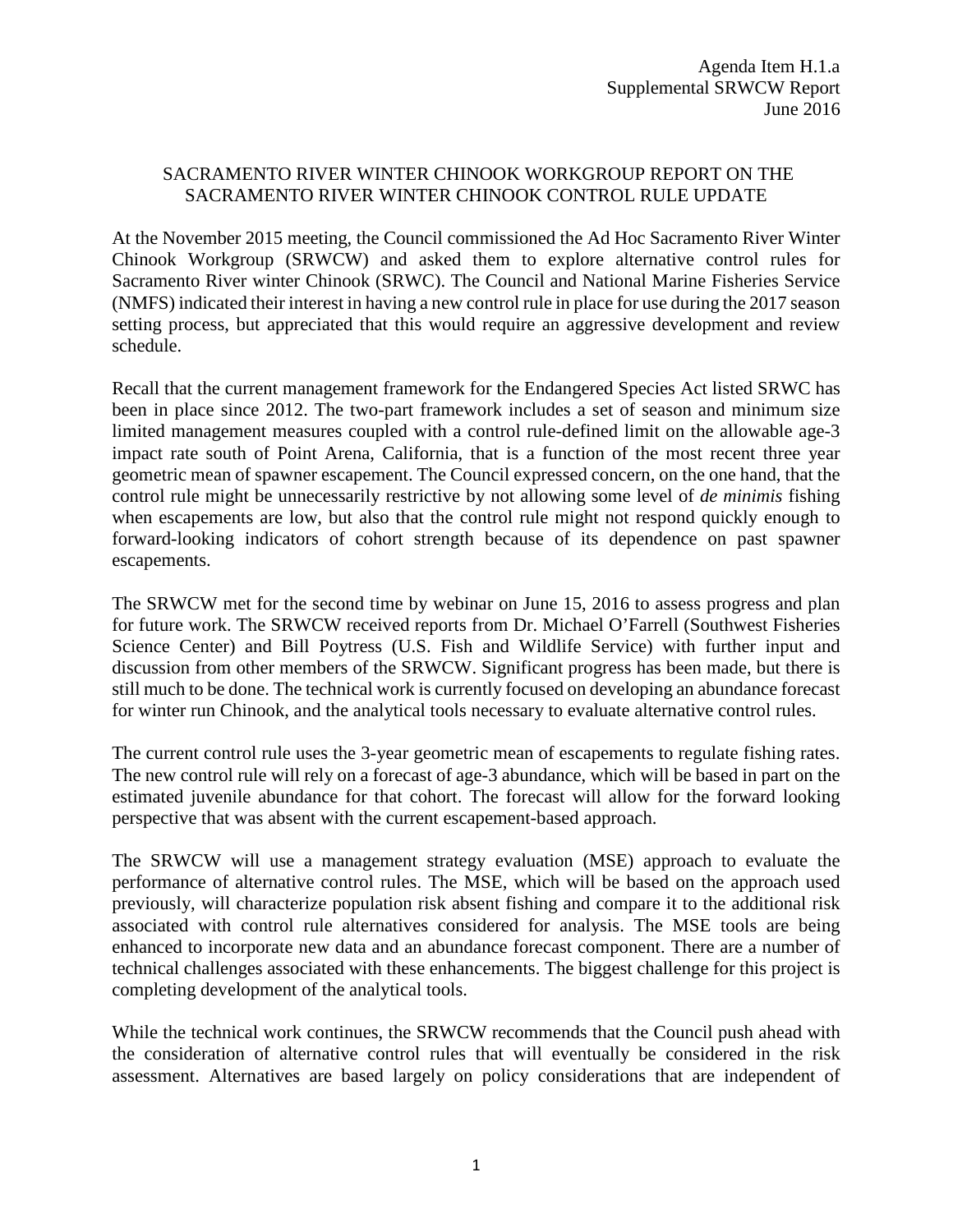Agenda Item H.1.a
Supplemental SRWCW Report
June 2016

# SACRAMENTO RIVER WINTER CHINOOK WORKGROUP REPORT ON THE SACRAMENTO RIVER WINTER CHINOOK CONTROL RULE UPDATE

At the November 2015 meeting, the Council commissioned the Ad Hoc Sacramento River Winter Chinook Workgroup (SRWCW) and asked them to explore alternative control rules for Sacramento River winter Chinook (SRWC). The Council and National Marine Fisheries Service (NMFS) indicated their interest in having a new control rule in place for use during the 2017 season setting process, but appreciated that this would require an aggressive development and review schedule.

Recall that the current management framework for the Endangered Species Act listed SRWC has been in place since 2012. The two-part framework includes a set of season and minimum size limited management measures coupled with a control rule-defined limit on the allowable age-3 impact rate south of Point Arena, California, that is a function of the most recent three year geometric mean of spawner escapement. The Council expressed concern, on the one hand, that the control rule might be unnecessarily restrictive by not allowing some level of *de minimis* fishing when escapements are low, but also that the control rule might not respond quickly enough to forward-looking indicators of cohort strength because of its dependence on past spawner escapements.

The SRWCW met for the second time by webinar on June 15, 2016 to assess progress and plan for future work. The SRWCW received reports from Dr. Michael O'Farrell (Southwest Fisheries Science Center) and Bill Poytress (U.S. Fish and Wildlife Service) with further input and discussion from other members of the SRWCW. Significant progress has been made, but there is still much to be done. The technical work is currently focused on developing an abundance forecast for winter run Chinook, and the analytical tools necessary to evaluate alternative control rules.

The current control rule uses the 3-year geometric mean of escapements to regulate fishing rates. The new control rule will rely on a forecast of age-3 abundance, which will be based in part on the estimated juvenile abundance for that cohort. The forecast will allow for the forward looking perspective that was absent with the current escapement-based approach.

The SRWCW will use a management strategy evaluation (MSE) approach to evaluate the performance of alternative control rules. The MSE, which will be based on the approach used previously, will characterize population risk absent fishing and compare it to the additional risk associated with control rule alternatives considered for analysis. The MSE tools are being enhanced to incorporate new data and an abundance forecast component. There are a number of technical challenges associated with these enhancements. The biggest challenge for this project is completing development of the analytical tools.

While the technical work continues, the SRWCW recommends that the Council push ahead with the consideration of alternative control rules that will eventually be considered in the risk assessment. Alternatives are based largely on policy considerations that are independent of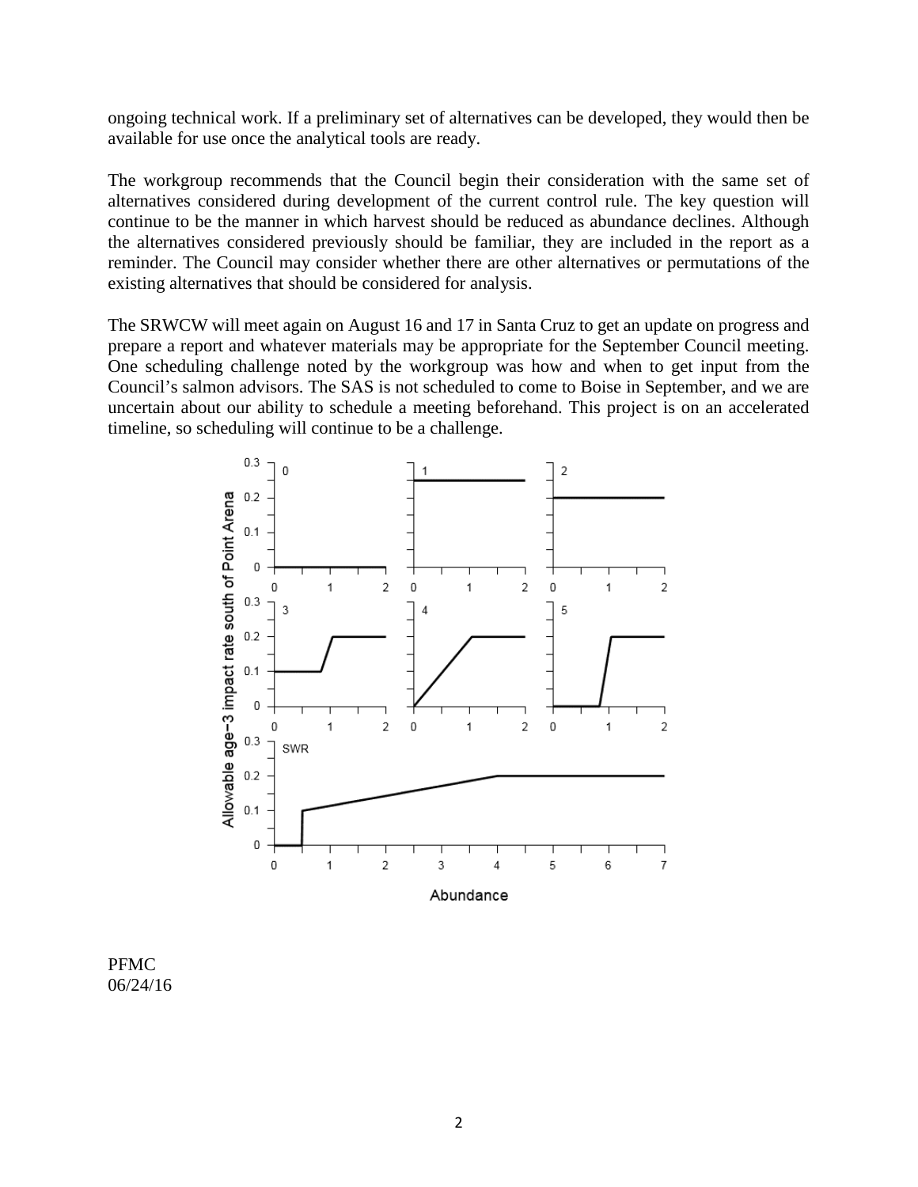ongoing technical work. If a preliminary set of alternatives can be developed, they would then be available for use once the analytical tools are ready.

The workgroup recommends that the Council begin their consideration with the same set of alternatives considered during development of the current control rule. The key question will continue to be the manner in which harvest should be reduced as abundance declines. Although the alternatives considered previously should be familiar, they are included in the report as a reminder. The Council may consider whether there are other alternatives or permutations of the existing alternatives that should be considered for analysis.

The SRWCW will meet again on August 16 and 17 in Santa Cruz to get an update on progress and prepare a report and whatever materials may be appropriate for the September Council meeting. One scheduling challenge noted by the workgroup was how and when to get input from the Council's salmon advisors. The SAS is not scheduled to come to Boise in September, and we are uncertain about our ability to schedule a meeting beforehand. This project is on an accelerated timeline, so scheduling will continue to be a challenge.

Allowable age−3 impact rate south of Point Arena

0
1
2
3
4
5
SWR

0.3
0.2
0.1
0

0
1
2
3
4
5
6
7

Abundance

PFMC
06/24/16